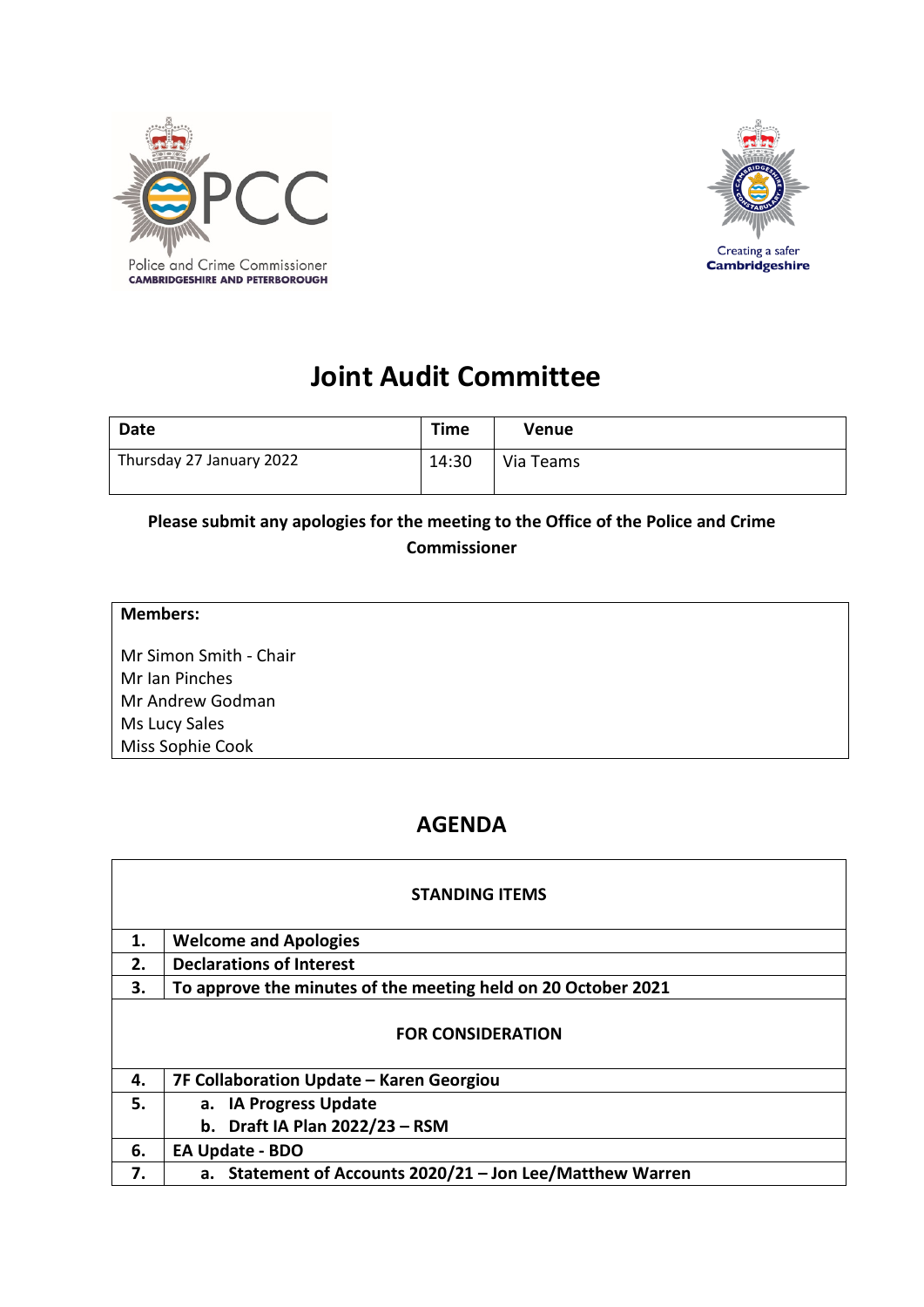Police and Crime Commissioner
CAMBRIDGESHIRE AND PETERBOROUGH

Creating a safer
**Cambridgeshire**

# Joint Audit Committee

| Date | Time | Venue |
|---|---|---|
| Thursday 27 January 2022 | 14:30 | Via Teams |

**Please submit any apologies for the meeting to the Office of the Police and Crime Commissioner**

**Members:**

Mr Simon Smith - Chair
Mr Ian Pinches
Mr Andrew Godman
Ms Lucy Sales
Miss Sophie Cook

## AGENDA

| | STANDING ITEMS |
|---|---|
| **1.** | **Welcome and Apologies** |
| **2.** | **Declarations of Interest** |
| **3.** | **To approve the minutes of the meeting held on 20 October 2021** |
| | **FOR CONSIDERATION** |
| **4.** | **7F Collaboration Update – Karen Georgiou** |
| **5.** | **a. IA Progress Update**<br>**b. Draft IA Plan 2022/23 – RSM** |
| **6.** | **EA Update - BDO** |
| **7.** | **a. Statement of Accounts 2020/21 – Jon Lee/Matthew Warren** |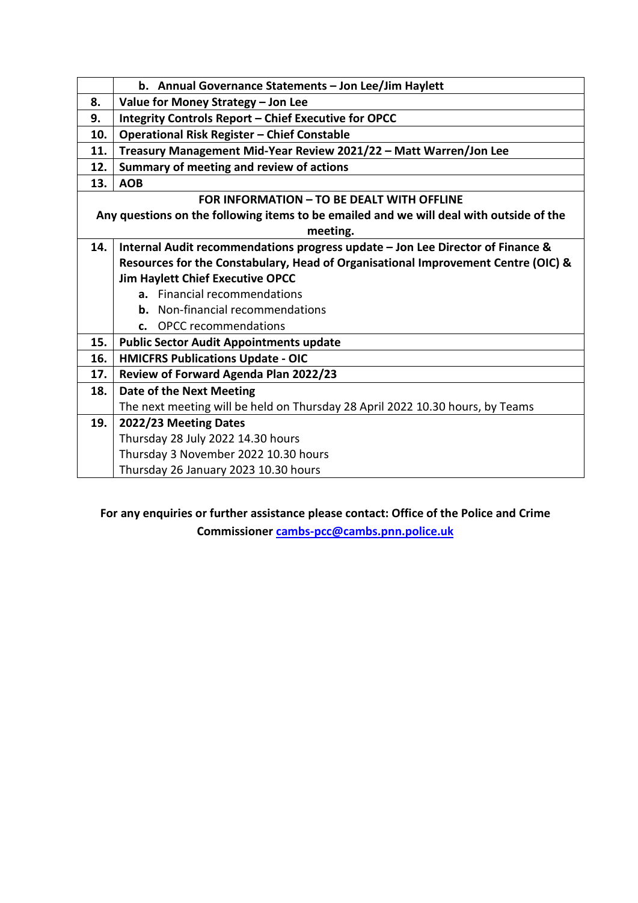| | |
|---|---|
| | **b. Annual Governance Statements – Jon Lee/Jim Haylett** |
| **8.** | **Value for Money Strategy – Jon Lee** |
| **9.** | **Integrity Controls Report – Chief Executive for OPCC** |
| **10.** | **Operational Risk Register – Chief Constable** |
| **11.** | **Treasury Management Mid-Year Review 2021/22 – Matt Warren/Jon Lee** |
| **12.** | **Summary of meeting and review of actions** |
| **13.** | **AOB** |
| **FOR INFORMATION – TO BE DEALT WITH OFFLINE<br>Any questions on the following items to be emailed and we will deal with outside of the meeting.** | |
| **14.** | **Internal Audit recommendations progress update – Jon Lee Director of Finance & Resources for the Constabulary, Head of Organisational Improvement Centre (OIC) & Jim Haylett Chief Executive OPCC**<br>**a.** Financial recommendations<br>**b.** Non-financial recommendations<br>**c.** OPCC recommendations |
| **15.** | **Public Sector Audit Appointments update** |
| **16.** | **HMICFRS Publications Update - OIC** |
| **17.** | **Review of Forward Agenda Plan 2022/23** |
| **18.** | **Date of the Next Meeting**<br>The next meeting will be held on Thursday 28 April 2022 10.30 hours, by Teams |
| **19.** | **2022/23 Meeting Dates**<br>Thursday 28 July 2022 14.30 hours<br>Thursday 3 November 2022 10.30 hours<br>Thursday 26 January 2023 10.30 hours |

**For any enquiries or further assistance please contact: Office of the Police and Crime Commissioner [cambs-pcc@cambs.pnn.police.uk](mailto:cambs-pcc@cambs.pnn.police.uk)**